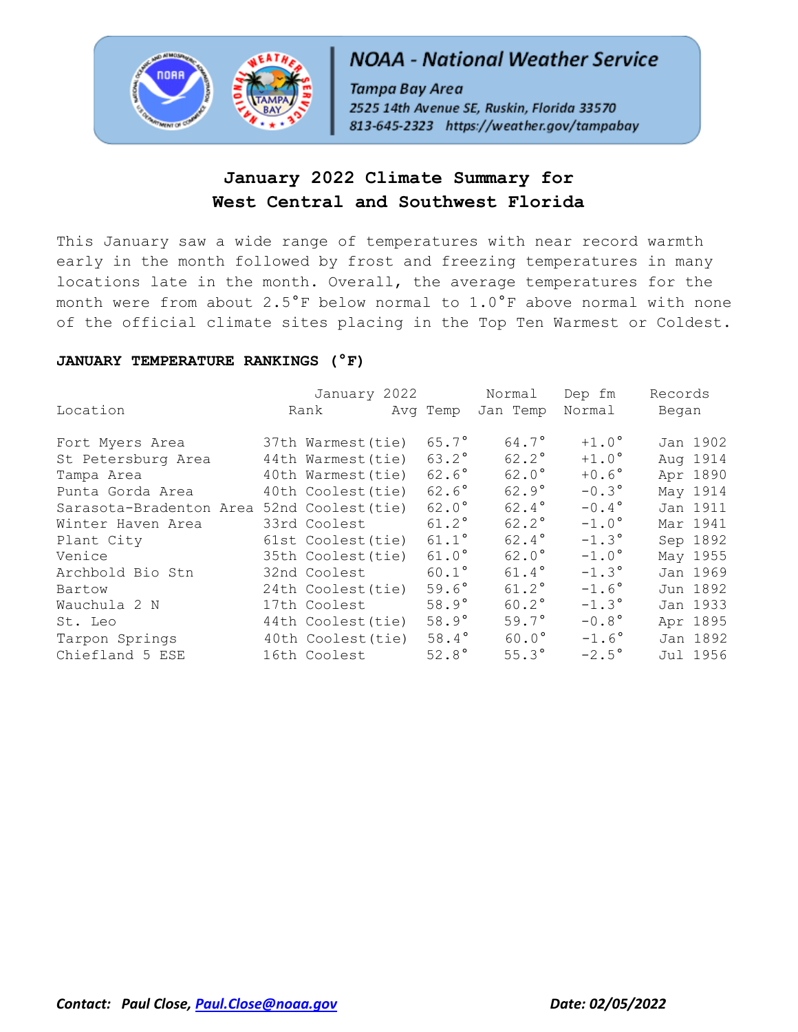**NOAA - National Weather Service**

*Tampa Bay Area*
*2525 14th Avenue SE, Ruskin, Florida 33570*
*813-645-2323 https://weather.gov/tampabay*

# January 2022 Climate Summary for West Central and Southwest Florida

This January saw a wide range of temperatures with near record warmth early in the month followed by frost and freezing temperatures in many locations late in the month. Overall, the average temperatures for the month were from about 2.5°F below normal to 1.0°F above normal with none of the official climate sites placing in the Top Ten Warmest or Coldest.

**JANUARY TEMPERATURE RANKINGS (°F)**

| Location | January 2022 Rank | January 2022 Avg Temp | Normal Jan Temp | Dep fm Normal | Records Began |
|---|---|---|---|---|---|
| Fort Myers Area | 37th Warmest (tie) | 65.7° | 64.7° | +1.0° | Jan 1902 |
| St Petersburg Area | 44th Warmest (tie) | 63.2° | 62.2° | +1.0° | Aug 1914 |
| Tampa Area | 40th Warmest (tie) | 62.6° | 62.0° | +0.6° | Apr 1890 |
| Punta Gorda Area | 40th Coolest (tie) | 62.6° | 62.9° | -0.3° | May 1914 |
| Sarasota-Bradenton Area | 52nd Coolest (tie) | 62.0° | 62.4° | -0.4° | Jan 1911 |
| Winter Haven Area | 33rd Coolest | 61.2° | 62.2° | -1.0° | Mar 1941 |
| Plant City | 61st Coolest (tie) | 61.1° | 62.4° | -1.3° | Sep 1892 |
| Venice | 35th Coolest (tie) | 61.0° | 62.0° | -1.0° | May 1955 |
| Archbold Bio Stn | 32nd Coolest | 60.1° | 61.4° | -1.3° | Jan 1969 |
| Bartow | 24th Coolest (tie) | 59.6° | 61.2° | -1.6° | Jun 1892 |
| Wauchula 2 N | 17th Coolest | 58.9° | 60.2° | -1.3° | Jan 1933 |
| St. Leo | 44th Coolest (tie) | 58.9° | 59.7° | -0.8° | Apr 1895 |
| Tarpon Springs | 40th Coolest (tie) | 58.4° | 60.0° | -1.6° | Jan 1892 |
| Chiefland 5 ESE | 16th Coolest | 52.8° | 55.3° | -2.5° | Jul 1956 |

***Contact: Paul Close, Paul.Close@noaa.gov*** ***Date: 02/05/2022***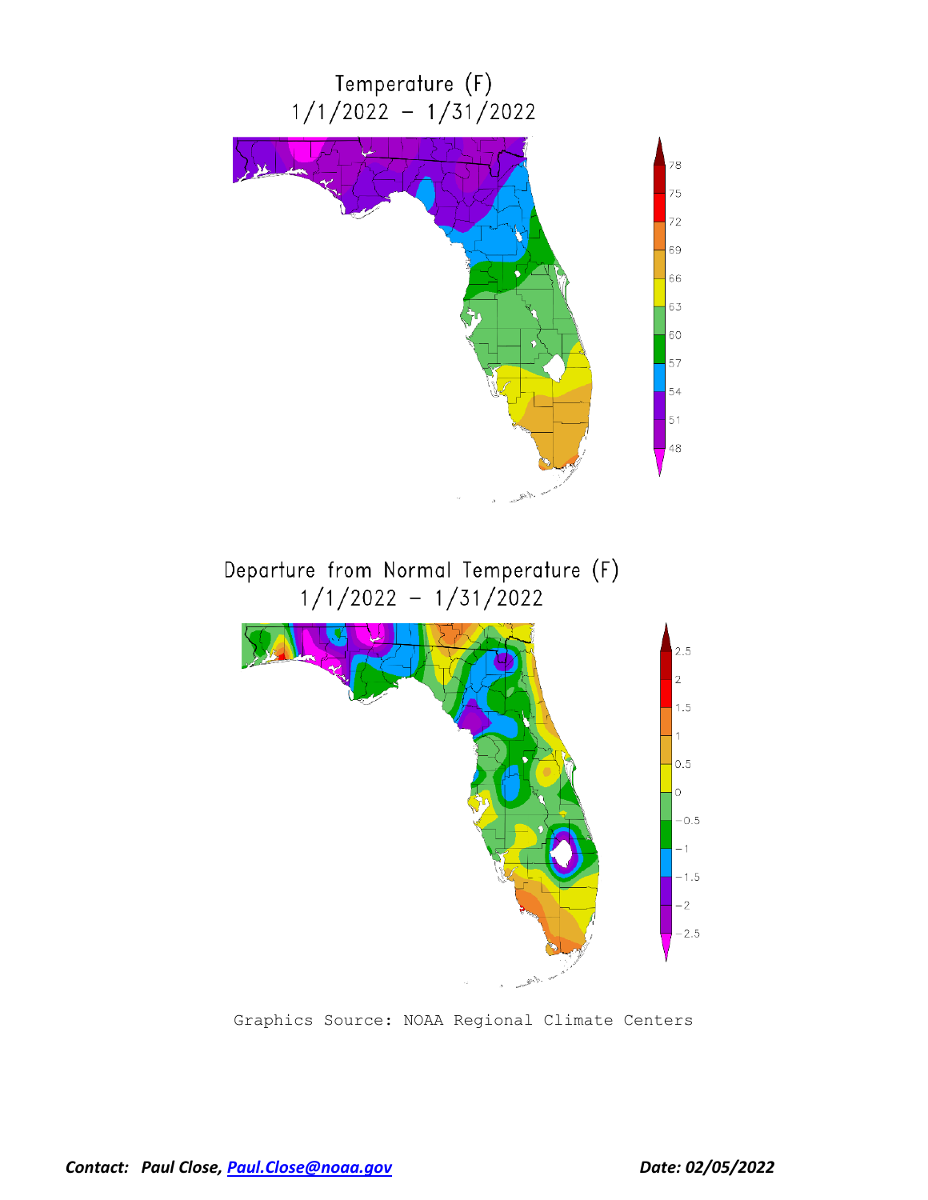Temperature (F)
1/1/2022 – 1/31/2022

Departure from Normal Temperature (F)
1/1/2022 – 1/31/2022

Graphics Source: NOAA Regional Climate Centers

***Contact: Paul Close, [Paul.Close@noaa.gov](mailto:Paul.Close@noaa.gov)*** ***Date: 02/05/2022***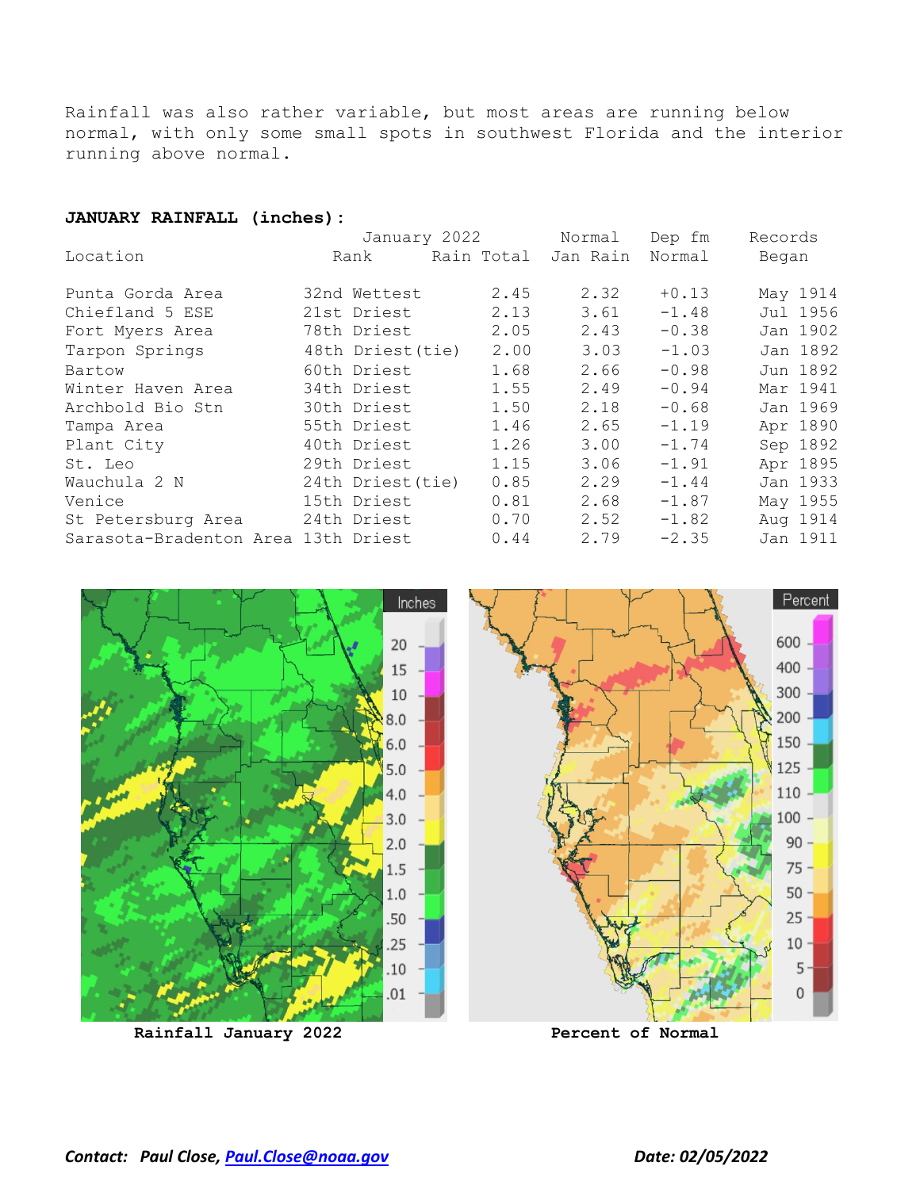Rainfall was also rather variable, but most areas are running below normal, with only some small spots in southwest Florida and the interior running above normal.

**JANUARY RAINFALL (inches):**

| Location | January 2022 Rank | January 2022 Rain Total | Normal Jan Rain | Dep fm Normal | Records Began |
|---|---|---|---|---|---|
| Punta Gorda Area | 32nd Wettest | 2.45 | 2.32 | +0.13 | May 1914 |
| Chiefland 5 ESE | 21st Driest | 2.13 | 3.61 | -1.48 | Jul 1956 |
| Fort Myers Area | 78th Driest | 2.05 | 2.43 | -0.38 | Jan 1902 |
| Tarpon Springs | 48th Driest(tie) | 2.00 | 3.03 | -1.03 | Jan 1892 |
| Bartow | 60th Driest | 1.68 | 2.66 | -0.98 | Jun 1892 |
| Winter Haven Area | 34th Driest | 1.55 | 2.49 | -0.94 | Mar 1941 |
| Archbold Bio Stn | 30th Driest | 1.50 | 2.18 | -0.68 | Jan 1969 |
| Tampa Area | 55th Driest | 1.46 | 2.65 | -1.19 | Apr 1890 |
| Plant City | 40th Driest | 1.26 | 3.00 | -1.74 | Sep 1892 |
| St. Leo | 29th Driest | 1.15 | 3.06 | -1.91 | Apr 1895 |
| Wauchula 2 N | 24th Driest(tie) | 0.85 | 2.29 | -1.44 | Jan 1933 |
| Venice | 15th Driest | 0.81 | 2.68 | -1.87 | May 1955 |
| St Petersburg Area | 24th Driest | 0.70 | 2.52 | -1.82 | Aug 1914 |
| Sarasota-Bradenton Area | 13th Driest | 0.44 | 2.79 | -2.35 | Jan 1911 |

**Rainfall January 2022**

**Percent of Normal**

***Contact: Paul Close, Paul.Close@noaa.gov*** ***Date: 02/05/2022***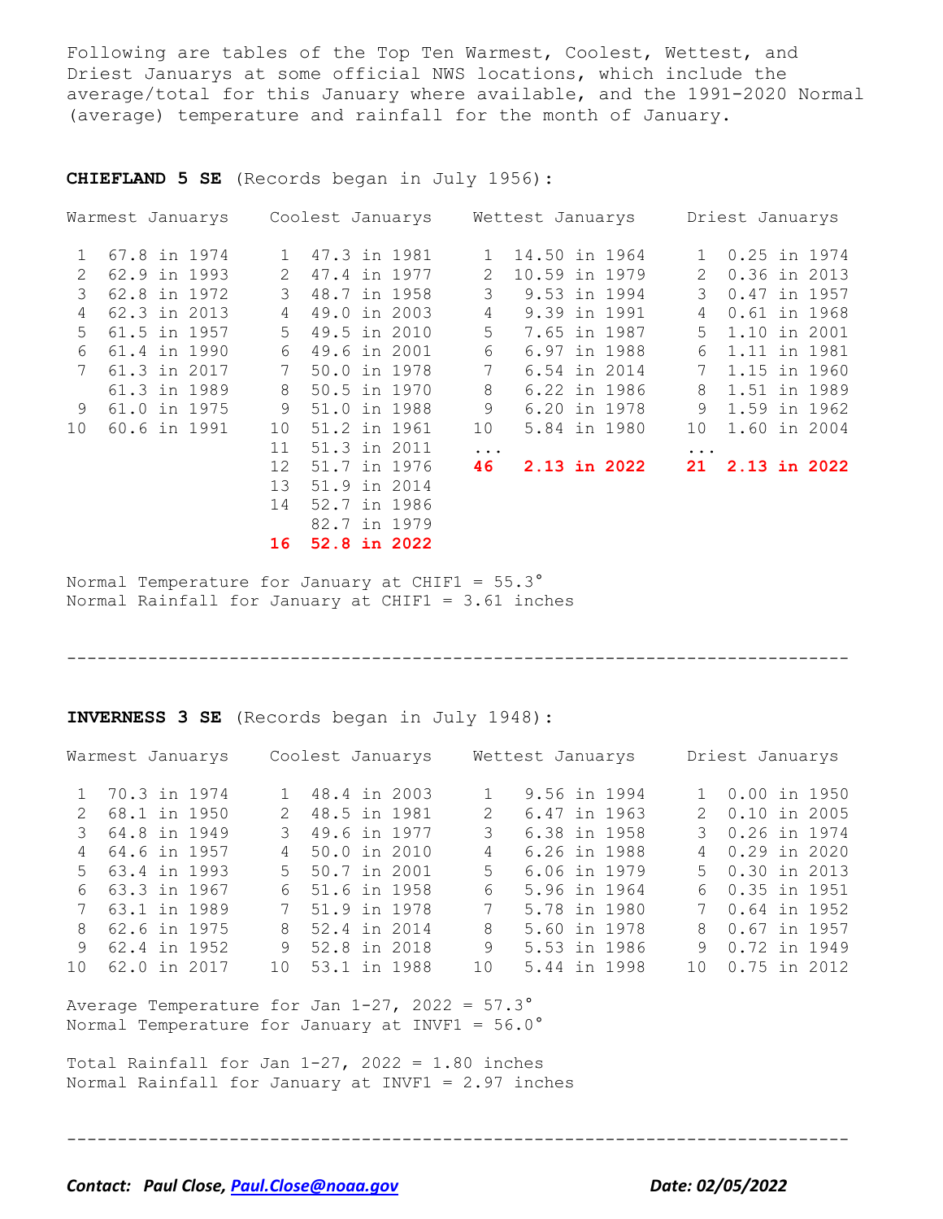Following are tables of the Top Ten Warmest, Coolest, Wettest, and Driest Januarys at some official NWS locations, which include the average/total for this January where available, and the 1991-2020 Normal (average) temperature and rainfall for the month of January.

**CHIEFLAND 5 SE** (Records began in July 1956):

| Rank | Warmest Januarys | Rank | Coolest Januarys | Rank | Wettest Januarys | Rank | Driest Januarys |
|---|---|---|---|---|---|---|---|
| 1 | 67.8 in 1974 | 1 | 47.3 in 1981 | 1 | 14.50 in 1964 | 1 | 0.25 in 1974 |
| 2 | 62.9 in 1993 | 2 | 47.4 in 1977 | 2 | 10.59 in 1979 | 2 | 0.36 in 2013 |
| 3 | 62.8 in 1972 | 3 | 48.7 in 1958 | 3 | 9.53 in 1994 | 3 | 0.47 in 1957 |
| 4 | 62.3 in 2013 | 4 | 49.0 in 2003 | 4 | 9.39 in 1991 | 4 | 0.61 in 1968 |
| 5 | 61.5 in 1957 | 5 | 49.5 in 2010 | 5 | 7.65 in 1987 | 5 | 1.10 in 2001 |
| 6 | 61.4 in 1990 | 6 | 49.6 in 2001 | 6 | 6.97 in 1988 | 6 | 1.11 in 1981 |
| 7 | 61.3 in 2017 | 7 | 50.0 in 1978 | 7 | 6.54 in 2014 | 7 | 1.15 in 1960 |
| | 61.3 in 1989 | 8 | 50.5 in 1970 | 8 | 6.22 in 1986 | 8 | 1.51 in 1989 |
| 9 | 61.0 in 1975 | 9 | 51.0 in 1988 | 9 | 6.20 in 1978 | 9 | 1.59 in 1962 |
| 10 | 60.6 in 1991 | 10 | 51.2 in 1961 | 10 | 5.84 in 1980 | 10 | 1.60 in 2004 |
| | | 11 | 51.3 in 2011 | ... | | ... | |
| | | 12 | 51.7 in 1976 | **46** | **2.13 in 2022** | **21** | **2.13 in 2022** |
| | | 13 | 51.9 in 2014 | | | | |
| | | 14 | 52.7 in 1986 | | | | |
| | | | 82.7 in 1979 | | | | |
| | | **16** | **52.8 in 2022** | | | | |

Normal Temperature for January at CHIF1 = 55.3°
Normal Rainfall for January at CHIF1 = 3.61 inches

---

**INVERNESS 3 SE** (Records began in July 1948):

| Rank | Warmest Januarys | Rank | Coolest Januarys | Rank | Wettest Januarys | Rank | Driest Januarys |
|---|---|---|---|---|---|---|---|
| 1 | 70.3 in 1974 | 1 | 48.4 in 2003 | 1 | 9.56 in 1994 | 1 | 0.00 in 1950 |
| 2 | 68.1 in 1950 | 2 | 48.5 in 1981 | 2 | 6.47 in 1963 | 2 | 0.10 in 2005 |
| 3 | 64.8 in 1949 | 3 | 49.6 in 1977 | 3 | 6.38 in 1958 | 3 | 0.26 in 1974 |
| 4 | 64.6 in 1957 | 4 | 50.0 in 2010 | 4 | 6.26 in 1988 | 4 | 0.29 in 2020 |
| 5 | 63.4 in 1993 | 5 | 50.7 in 2001 | 5 | 6.06 in 1979 | 5 | 0.30 in 2013 |
| 6 | 63.3 in 1967 | 6 | 51.6 in 1958 | 6 | 5.96 in 1964 | 6 | 0.35 in 1951 |
| 7 | 63.1 in 1989 | 7 | 51.9 in 1978 | 7 | 5.78 in 1980 | 7 | 0.64 in 1952 |
| 8 | 62.6 in 1975 | 8 | 52.4 in 2014 | 8 | 5.60 in 1978 | 8 | 0.67 in 1957 |
| 9 | 62.4 in 1952 | 9 | 52.8 in 2018 | 9 | 5.53 in 1986 | 9 | 0.72 in 1949 |
| 10 | 62.0 in 2017 | 10 | 53.1 in 1988 | 10 | 5.44 in 1998 | 10 | 0.75 in 2012 |

Average Temperature for Jan 1-27, 2022 = 57.3°
Normal Temperature for January at INVF1 = 56.0°

Total Rainfall for Jan 1-27, 2022 = 1.80 inches
Normal Rainfall for January at INVF1 = 2.97 inches

---

***Contact: Paul Close, [Paul.Close@noaa.gov](mailto:Paul.Close@noaa.gov)*** ***Date: 02/05/2022***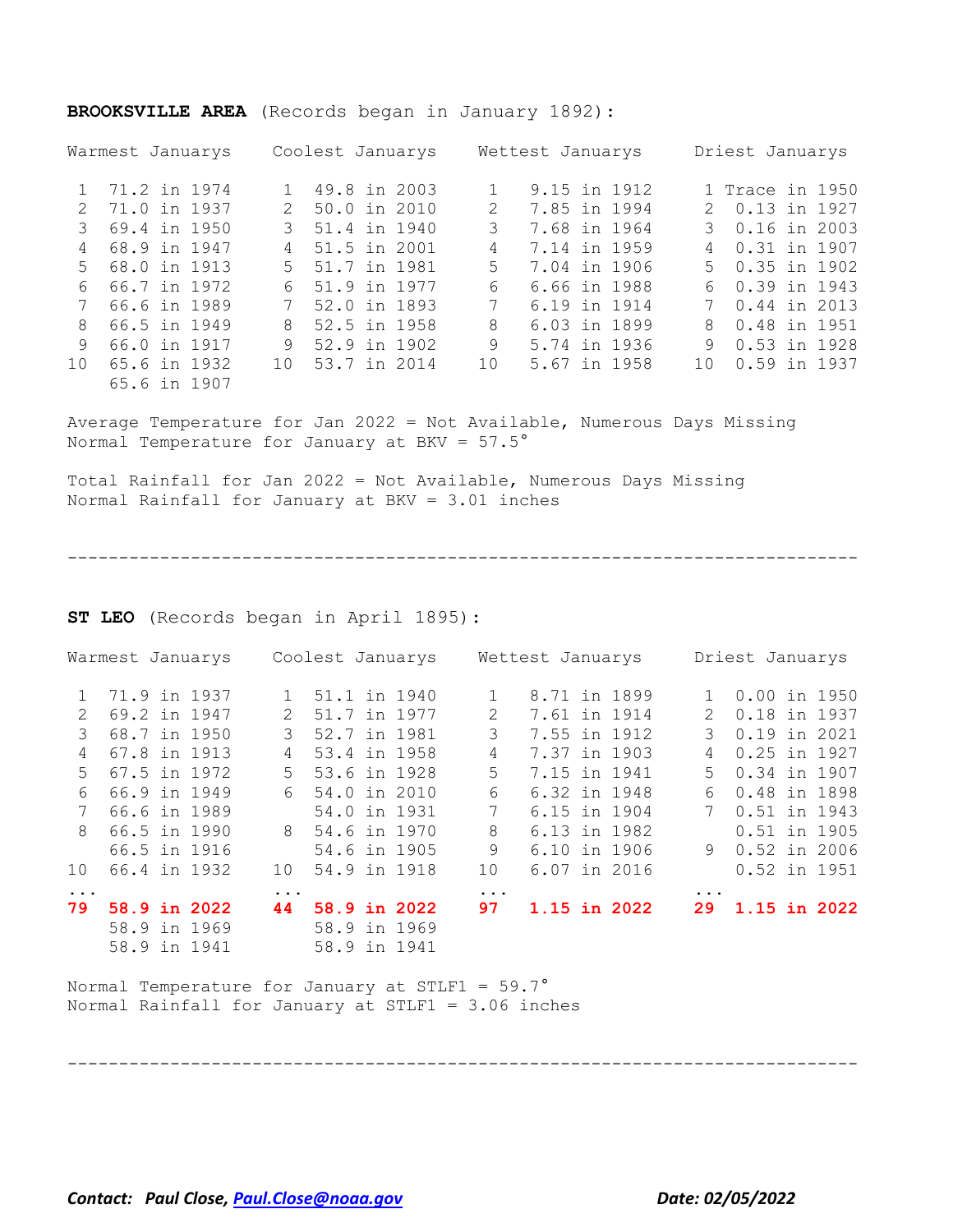**BROOKSVILLE AREA** (Records began in January 1892):

| Warmest Januarys | | Coolest Januarys | | Wettest Januarys | | Driest Januarys | |
|---|---|---|---|---|---|---|---|
| 1 | 71.2 in 1974 | 1 | 49.8 in 2003 | 1 | 9.15 in 1912 | 1 | Trace in 1950 |
| 2 | 71.0 in 1937 | 2 | 50.0 in 2010 | 2 | 7.85 in 1994 | 2 | 0.13 in 1927 |
| 3 | 69.4 in 1950 | 3 | 51.4 in 1940 | 3 | 7.68 in 1964 | 3 | 0.16 in 2003 |
| 4 | 68.9 in 1947 | 4 | 51.5 in 2001 | 4 | 7.14 in 1959 | 4 | 0.31 in 1907 |
| 5 | 68.0 in 1913 | 5 | 51.7 in 1981 | 5 | 7.04 in 1906 | 5 | 0.35 in 1902 |
| 6 | 66.7 in 1972 | 6 | 51.9 in 1977 | 6 | 6.66 in 1988 | 6 | 0.39 in 1943 |
| 7 | 66.6 in 1989 | 7 | 52.0 in 1893 | 7 | 6.19 in 1914 | 7 | 0.44 in 2013 |
| 8 | 66.5 in 1949 | 8 | 52.5 in 1958 | 8 | 6.03 in 1899 | 8 | 0.48 in 1951 |
| 9 | 66.0 in 1917 | 9 | 52.9 in 1902 | 9 | 5.74 in 1936 | 9 | 0.53 in 1928 |
| 10 | 65.6 in 1932 | 10 | 53.7 in 2014 | 10 | 5.67 in 1958 | 10 | 0.59 in 1937 |
| | 65.6 in 1907 | | | | | | |

Average Temperature for Jan 2022 = Not Available, Numerous Days Missing
Normal Temperature for January at BKV = 57.5°

Total Rainfall for Jan 2022 = Not Available, Numerous Days Missing
Normal Rainfall for January at BKV = 3.01 inches

---

**ST LEO** (Records began in April 1895):

| Warmest Januarys | | Coolest Januarys | | Wettest Januarys | | Driest Januarys | |
|---|---|---|---|---|---|---|---|
| 1 | 71.9 in 1937 | 1 | 51.1 in 1940 | 1 | 8.71 in 1899 | 1 | 0.00 in 1950 |
| 2 | 69.2 in 1947 | 2 | 51.7 in 1977 | 2 | 7.61 in 1914 | 2 | 0.18 in 1937 |
| 3 | 68.7 in 1950 | 3 | 52.7 in 1981 | 3 | 7.55 in 1912 | 3 | 0.19 in 2021 |
| 4 | 67.8 in 1913 | 4 | 53.4 in 1958 | 4 | 7.37 in 1903 | 4 | 0.25 in 1927 |
| 5 | 67.5 in 1972 | 5 | 53.6 in 1928 | 5 | 7.15 in 1941 | 5 | 0.34 in 1907 |
| 6 | 66.9 in 1949 | 6 | 54.0 in 2010 | 6 | 6.32 in 1948 | 6 | 0.48 in 1898 |
| 7 | 66.6 in 1989 | | 54.0 in 1931 | 7 | 6.15 in 1904 | 7 | 0.51 in 1943 |
| 8 | 66.5 in 1990 | 8 | 54.6 in 1970 | 8 | 6.13 in 1982 | | 0.51 in 1905 |
| | 66.5 in 1916 | | 54.6 in 1905 | 9 | 6.10 in 1906 | 9 | 0.52 in 2006 |
| 10 | 66.4 in 1932 | 10 | 54.9 in 1918 | 10 | 6.07 in 2016 | | 0.52 in 1951 |
| ... | | ... | | ... | | ... | |
| **79** | **58.9 in 2022** | **44** | **58.9 in 2022** | **97** | **1.15 in 2022** | **29** | **1.15 in 2022** |
| | 58.9 in 1969 | | 58.9 in 1969 | | | | |
| | 58.9 in 1941 | | 58.9 in 1941 | | | | |

Normal Temperature for January at STLF1 = 59.7°
Normal Rainfall for January at STLF1 = 3.06 inches

---

***Contact:* *Paul Close, [Paul.Close@noaa.gov](mailto:Paul.Close@noaa.gov)*** ***Date: 02/05/2022***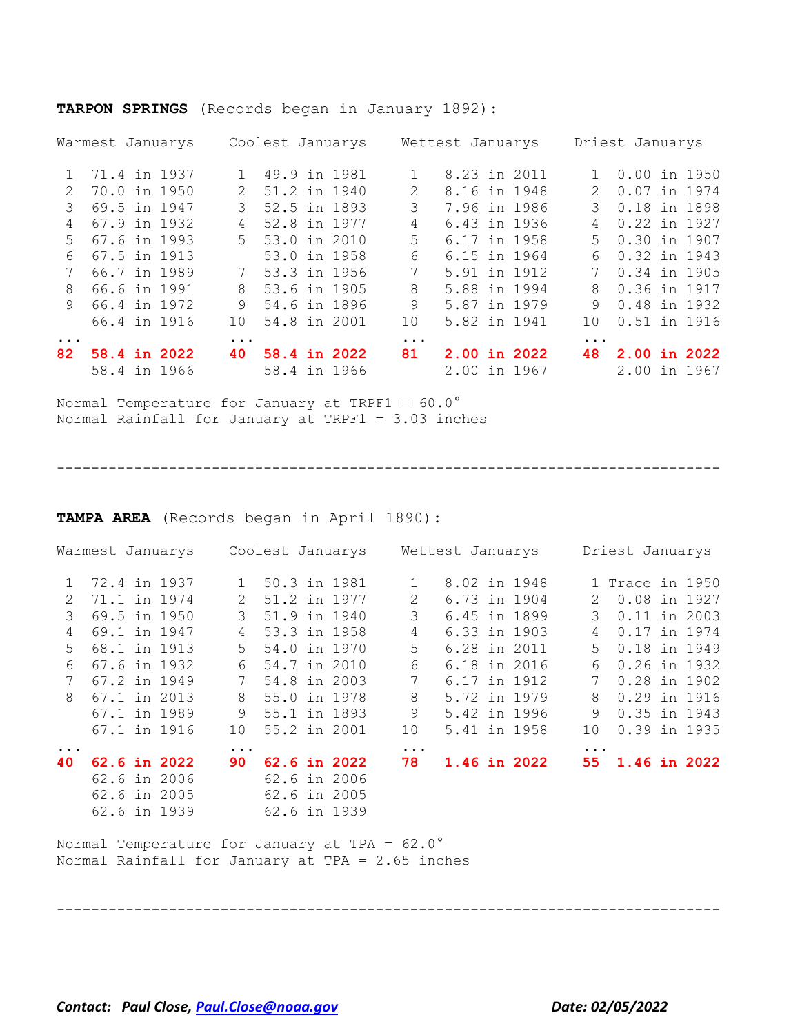**TARPON SPRINGS** (Records began in January 1892):

| Warmest Januarys | | Coolest Januarys | | Wettest Januarys | | Driest Januarys | |
|---|---|---|---|---|---|---|---|
| 1 | 71.4 in 1937 | 1 | 49.9 in 1981 | 1 | 8.23 in 2011 | 1 | 0.00 in 1950 |
| 2 | 70.0 in 1950 | 2 | 51.2 in 1940 | 2 | 8.16 in 1948 | 2 | 0.07 in 1974 |
| 3 | 69.5 in 1947 | 3 | 52.5 in 1893 | 3 | 7.96 in 1986 | 3 | 0.18 in 1898 |
| 4 | 67.9 in 1932 | 4 | 52.8 in 1977 | 4 | 6.43 in 1936 | 4 | 0.22 in 1927 |
| 5 | 67.6 in 1993 | 5 | 53.0 in 2010 | 5 | 6.17 in 1958 | 5 | 0.30 in 1907 |
| 6 | 67.5 in 1913 | | 53.0 in 1958 | 6 | 6.15 in 1964 | 6 | 0.32 in 1943 |
| 7 | 66.7 in 1989 | 7 | 53.3 in 1956 | 7 | 5.91 in 1912 | 7 | 0.34 in 1905 |
| 8 | 66.6 in 1991 | 8 | 53.6 in 1905 | 8 | 5.88 in 1994 | 8 | 0.36 in 1917 |
| 9 | 66.4 in 1972 | 9 | 54.6 in 1896 | 9 | 5.87 in 1979 | 9 | 0.48 in 1932 |
| | 66.4 in 1916 | 10 | 54.8 in 2001 | 10 | 5.82 in 1941 | 10 | 0.51 in 1916 |
| ... | | ... | | ... | | ... | |
| **82** | **58.4 in 2022** | **40** | **58.4 in 2022** | **81** | **2.00 in 2022** | **48** | **2.00 in 2022** |
| | 58.4 in 1966 | | 58.4 in 1966 | | 2.00 in 1967 | | 2.00 in 1967 |

Normal Temperature for January at TRPF1 = 60.0°
Normal Rainfall for January at TRPF1 = 3.03 inches

---

**TAMPA AREA** (Records began in April 1890):

| Warmest Januarys | | Coolest Januarys | | Wettest Januarys | | Driest Januarys | |
|---|---|---|---|---|---|---|---|
| 1 | 72.4 in 1937 | 1 | 50.3 in 1981 | 1 | 8.02 in 1948 | 1 | Trace in 1950 |
| 2 | 71.1 in 1974 | 2 | 51.2 in 1977 | 2 | 6.73 in 1904 | 2 | 0.08 in 1927 |
| 3 | 69.5 in 1950 | 3 | 51.9 in 1940 | 3 | 6.45 in 1899 | 3 | 0.11 in 2003 |
| 4 | 69.1 in 1947 | 4 | 53.3 in 1958 | 4 | 6.33 in 1903 | 4 | 0.17 in 1974 |
| 5 | 68.1 in 1913 | 5 | 54.0 in 1970 | 5 | 6.28 in 2011 | 5 | 0.18 in 1949 |
| 6 | 67.6 in 1932 | 6 | 54.7 in 2010 | 6 | 6.18 in 2016 | 6 | 0.26 in 1932 |
| 7 | 67.2 in 1949 | 7 | 54.8 in 2003 | 7 | 6.17 in 1912 | 7 | 0.28 in 1902 |
| 8 | 67.1 in 2013 | 8 | 55.0 in 1978 | 8 | 5.72 in 1979 | 8 | 0.29 in 1916 |
| | 67.1 in 1989 | 9 | 55.1 in 1893 | 9 | 5.42 in 1996 | 9 | 0.35 in 1943 |
| | 67.1 in 1916 | 10 | 55.2 in 2001 | 10 | 5.41 in 1958 | 10 | 0.39 in 1935 |
| ... | | ... | | ... | | ... | |
| **40** | **62.6 in 2022** | **90** | **62.6 in 2022** | **78** | **1.46 in 2022** | **55** | **1.46 in 2022** |
| | 62.6 in 2006 | | 62.6 in 2006 | | | | |
| | 62.6 in 2005 | | 62.6 in 2005 | | | | |
| | 62.6 in 1939 | | 62.6 in 1939 | | | | |

Normal Temperature for January at TPA = 62.0°
Normal Rainfall for January at TPA = 2.65 inches

---

***Contact: Paul Close, Paul.Close@noaa.gov*** ***Date: 02/05/2022***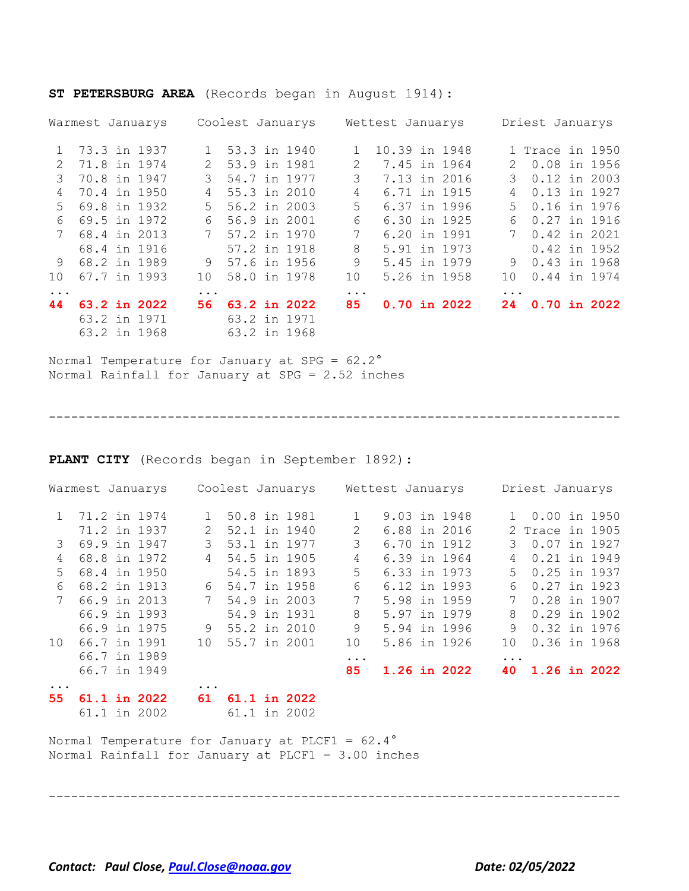**ST PETERSBURG AREA** (Records began in August 1914):

| Warmest Januarys | | Coolest Januarys | | Wettest Januarys | | Driest Januarys | |
|---|---|---|---|---|---|---|---|
| 1 | 73.3 in 1937 | 1 | 53.3 in 1940 | 1 | 10.39 in 1948 | 1 | Trace in 1950 |
| 2 | 71.8 in 1974 | 2 | 53.9 in 1981 | 2 | 7.45 in 1964 | 2 | 0.08 in 1956 |
| 3 | 70.8 in 1947 | 3 | 54.7 in 1977 | 3 | 7.13 in 2016 | 3 | 0.12 in 2003 |
| 4 | 70.4 in 1950 | 4 | 55.3 in 2010 | 4 | 6.71 in 1915 | 4 | 0.13 in 1927 |
| 5 | 69.8 in 1932 | 5 | 56.2 in 2003 | 5 | 6.37 in 1996 | 5 | 0.16 in 1976 |
| 6 | 69.5 in 1972 | 6 | 56.9 in 2001 | 6 | 6.30 in 1925 | 6 | 0.27 in 1916 |
| 7 | 68.4 in 2013 | 7 | 57.2 in 1970 | 7 | 6.20 in 1991 | 7 | 0.42 in 2021 |
| | 68.4 in 1916 | | 57.2 in 1918 | 8 | 5.91 in 1973 | | 0.42 in 1952 |
| 9 | 68.2 in 1989 | 9 | 57.6 in 1956 | 9 | 5.45 in 1979 | 9 | 0.43 in 1968 |
| 10 | 67.7 in 1993 | 10 | 58.0 in 1978 | 10 | 5.26 in 1958 | 10 | 0.44 in 1974 |
| ... | | ... | | ... | | ... | |
| **44** | **63.2 in 2022** | **56** | **63.2 in 2022** | **85** | **0.70 in 2022** | **24** | **0.70 in 2022** |
| | 63.2 in 1971 | | 63.2 in 1971 | | | | |
| | 63.2 in 1968 | | 63.2 in 1968 | | | | |

Normal Temperature for January at SPG = 62.2°
Normal Rainfall for January at SPG = 2.52 inches

---

**PLANT CITY** (Records began in September 1892):

| Warmest Januarys | | Coolest Januarys | | Wettest Januarys | | Driest Januarys | |
|---|---|---|---|---|---|---|---|
| 1 | 71.2 in 1974 | 1 | 50.8 in 1981 | 1 | 9.03 in 1948 | 1 | 0.00 in 1950 |
| | 71.2 in 1937 | 2 | 52.1 in 1940 | 2 | 6.88 in 2016 | 2 | Trace in 1905 |
| 3 | 69.9 in 1947 | 3 | 53.1 in 1977 | 3 | 6.70 in 1912 | 3 | 0.07 in 1927 |
| 4 | 68.8 in 1972 | 4 | 54.5 in 1905 | 4 | 6.39 in 1964 | 4 | 0.21 in 1949 |
| 5 | 68.4 in 1950 | | 54.5 in 1893 | 5 | 6.33 in 1973 | 5 | 0.25 in 1937 |
| 6 | 68.2 in 1913 | 6 | 54.7 in 1958 | 6 | 6.12 in 1993 | 6 | 0.27 in 1923 |
| 7 | 66.9 in 2013 | 7 | 54.9 in 2003 | 7 | 5.98 in 1959 | 7 | 0.28 in 1907 |
| | 66.9 in 1993 | | 54.9 in 1931 | 8 | 5.97 in 1979 | 8 | 0.29 in 1902 |
| | 66.9 in 1975 | 9 | 55.2 in 2010 | 9 | 5.94 in 1996 | 9 | 0.32 in 1976 |
| 10 | 66.7 in 1991 | 10 | 55.7 in 2001 | 10 | 5.86 in 1926 | 10 | 0.36 in 1968 |
| | 66.7 in 1989 | | | ... | | ... | |
| | 66.7 in 1949 | | | **85** | **1.26 in 2022** | **40** | **1.26 in 2022** |
| ... | | ... | | | | | |
| **55** | **61.1 in 2022** | **61** | **61.1 in 2022** | | | | |
| | 61.1 in 2002 | | 61.1 in 2002 | | | | |

Normal Temperature for January at PLCF1 = 62.4°
Normal Rainfall for January at PLCF1 = 3.00 inches

---

***Contact: Paul Close, [Paul.Close@noaa.gov](mailto:Paul.Close@noaa.gov)*** ***Date: 02/05/2022***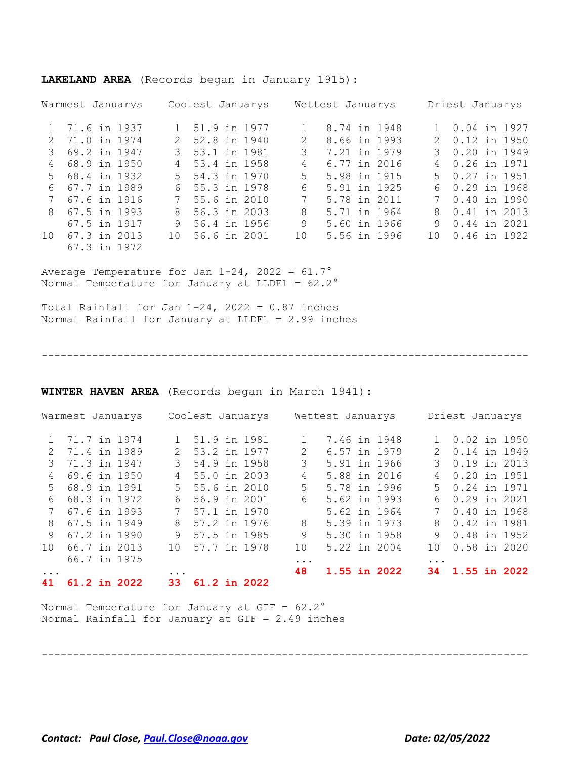**LAKELAND AREA** (Records began in January 1915):

| Rank | Warmest Januarys | Rank | Coolest Januarys | Rank | Wettest Januarys | Rank | Driest Januarys |
|---|---|---|---|---|---|---|---|
| 1 | 71.6 in 1937 | 1 | 51.9 in 1977 | 1 | 8.74 in 1948 | 1 | 0.04 in 1927 |
| 2 | 71.0 in 1974 | 2 | 52.8 in 1940 | 2 | 8.66 in 1993 | 2 | 0.12 in 1950 |
| 3 | 69.2 in 1947 | 3 | 53.1 in 1981 | 3 | 7.21 in 1979 | 3 | 0.20 in 1949 |
| 4 | 68.9 in 1950 | 4 | 53.4 in 1958 | 4 | 6.77 in 2016 | 4 | 0.26 in 1971 |
| 5 | 68.4 in 1932 | 5 | 54.3 in 1970 | 5 | 5.98 in 1915 | 5 | 0.27 in 1951 |
| 6 | 67.7 in 1989 | 6 | 55.3 in 1978 | 6 | 5.91 in 1925 | 6 | 0.29 in 1968 |
| 7 | 67.6 in 1916 | 7 | 55.6 in 2010 | 7 | 5.78 in 2011 | 7 | 0.40 in 1990 |
| 8 | 67.5 in 1993 | 8 | 56.3 in 2003 | 8 | 5.71 in 1964 | 8 | 0.41 in 2013 |
| | 67.5 in 1917 | 9 | 56.4 in 1956 | 9 | 5.60 in 1966 | 9 | 0.44 in 2021 |
| 10 | 67.3 in 2013 | 10 | 56.6 in 2001 | 10 | 5.56 in 1996 | 10 | 0.46 in 1922 |
| | 67.3 in 1972 | | | | | | |

Average Temperature for Jan 1-24, 2022 = 61.7°
Normal Temperature for January at LLDF1 = 62.2°

Total Rainfall for Jan 1-24, 2022 = 0.87 inches
Normal Rainfall for January at LLDF1 = 2.99 inches

---

**WINTER HAVEN AREA** (Records began in March 1941):

| Rank | Warmest Januarys | Rank | Coolest Januarys | Rank | Wettest Januarys | Rank | Driest Januarys |
|---|---|---|---|---|---|---|---|
| 1 | 71.7 in 1974 | 1 | 51.9 in 1981 | 1 | 7.46 in 1948 | 1 | 0.02 in 1950 |
| 2 | 71.4 in 1989 | 2 | 53.2 in 1977 | 2 | 6.57 in 1979 | 2 | 0.14 in 1949 |
| 3 | 71.3 in 1947 | 3 | 54.9 in 1958 | 3 | 5.91 in 1966 | 3 | 0.19 in 2013 |
| 4 | 69.6 in 1950 | 4 | 55.0 in 2003 | 4 | 5.88 in 2016 | 4 | 0.20 in 1951 |
| 5 | 68.9 in 1991 | 5 | 55.6 in 2010 | 5 | 5.78 in 1996 | 5 | 0.24 in 1971 |
| 6 | 68.3 in 1972 | 6 | 56.9 in 2001 | 6 | 5.62 in 1993 | 6 | 0.29 in 2021 |
| 7 | 67.6 in 1993 | 7 | 57.1 in 1970 | | 5.62 in 1964 | 7 | 0.40 in 1968 |
| 8 | 67.5 in 1949 | 8 | 57.2 in 1976 | 8 | 5.39 in 1973 | 8 | 0.42 in 1981 |
| 9 | 67.2 in 1990 | 9 | 57.5 in 1985 | 9 | 5.30 in 1958 | 9 | 0.48 in 1952 |
| 10 | 66.7 in 2013 | 10 | 57.7 in 1978 | 10 | 5.22 in 2004 | 10 | 0.58 in 2020 |
| | 66.7 in 1975 | | | ... | | ... | |
| ... | | ... | | **48** | **1.55 in 2022** | **34** | **1.55 in 2022** |
| **41** | **61.2 in 2022** | **33** | **61.2 in 2022** | | | | |

Normal Temperature for January at GIF = 62.2°
Normal Rainfall for January at GIF = 2.49 inches

---

***Contact: Paul Close, [Paul.Close@noaa.gov](mailto:Paul.Close@noaa.gov)*** ***Date: 02/05/2022***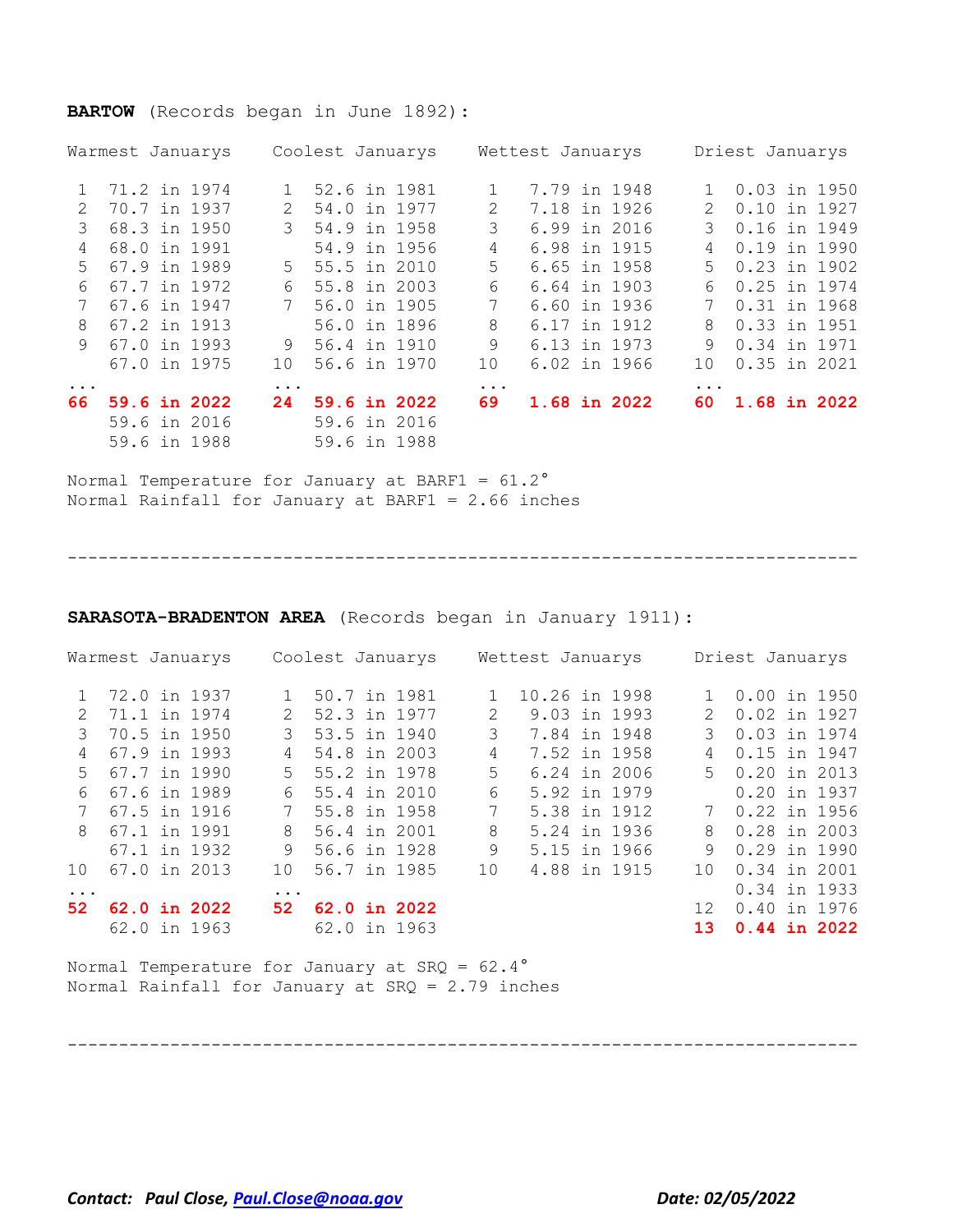**BARTOW** (Records began in June 1892):

| Warmest Januarys | | Coolest Januarys | | Wettest Januarys | | Driest Januarys | |
|---|---|---|---|---|---|---|---|
| 1 | 71.2 in 1974 | 1 | 52.6 in 1981 | 1 | 7.79 in 1948 | 1 | 0.03 in 1950 |
| 2 | 70.7 in 1937 | 2 | 54.0 in 1977 | 2 | 7.18 in 1926 | 2 | 0.10 in 1927 |
| 3 | 68.3 in 1950 | 3 | 54.9 in 1958 | 3 | 6.99 in 2016 | 3 | 0.16 in 1949 |
| 4 | 68.0 in 1991 | | 54.9 in 1956 | 4 | 6.98 in 1915 | 4 | 0.19 in 1990 |
| 5 | 67.9 in 1989 | 5 | 55.5 in 2010 | 5 | 6.65 in 1958 | 5 | 0.23 in 1902 |
| 6 | 67.7 in 1972 | 6 | 55.8 in 2003 | 6 | 6.64 in 1903 | 6 | 0.25 in 1974 |
| 7 | 67.6 in 1947 | 7 | 56.0 in 1905 | 7 | 6.60 in 1936 | 7 | 0.31 in 1968 |
| 8 | 67.2 in 1913 | | 56.0 in 1896 | 8 | 6.17 in 1912 | 8 | 0.33 in 1951 |
| 9 | 67.0 in 1993 | 9 | 56.4 in 1910 | 9 | 6.13 in 1973 | 9 | 0.34 in 1971 |
| | 67.0 in 1975 | 10 | 56.6 in 1970 | 10 | 6.02 in 1966 | 10 | 0.35 in 2021 |
| ... | | ... | | ... | | ... | |
| **66** | **59.6 in 2022** | **24** | **59.6 in 2022** | **69** | **1.68 in 2022** | **60** | **1.68 in 2022** |
| | 59.6 in 2016 | | 59.6 in 2016 | | | | |
| | 59.6 in 1988 | | 59.6 in 1988 | | | | |

Normal Temperature for January at BARF1 = 61.2°
Normal Rainfall for January at BARF1 = 2.66 inches

---

**SARASOTA-BRADENTON AREA** (Records began in January 1911):

| Warmest Januarys | | Coolest Januarys | | Wettest Januarys | | Driest Januarys | |
|---|---|---|---|---|---|---|---|
| 1 | 72.0 in 1937 | 1 | 50.7 in 1981 | 1 | 10.26 in 1998 | 1 | 0.00 in 1950 |
| 2 | 71.1 in 1974 | 2 | 52.3 in 1977 | 2 | 9.03 in 1993 | 2 | 0.02 in 1927 |
| 3 | 70.5 in 1950 | 3 | 53.5 in 1940 | 3 | 7.84 in 1948 | 3 | 0.03 in 1974 |
| 4 | 67.9 in 1993 | 4 | 54.8 in 2003 | 4 | 7.52 in 1958 | 4 | 0.15 in 1947 |
| 5 | 67.7 in 1990 | 5 | 55.2 in 1978 | 5 | 6.24 in 2006 | 5 | 0.20 in 2013 |
| 6 | 67.6 in 1989 | 6 | 55.4 in 2010 | 6 | 5.92 in 1979 | | 0.20 in 1937 |
| 7 | 67.5 in 1916 | 7 | 55.8 in 1958 | 7 | 5.38 in 1912 | 7 | 0.22 in 1956 |
| 8 | 67.1 in 1991 | 8 | 56.4 in 2001 | 8 | 5.24 in 1936 | 8 | 0.28 in 2003 |
| | 67.1 in 1932 | 9 | 56.6 in 1928 | 9 | 5.15 in 1966 | 9 | 0.29 in 1990 |
| 10 | 67.0 in 2013 | 10 | 56.7 in 1985 | 10 | 4.88 in 1915 | 10 | 0.34 in 2001 |
| ... | | ... | | | | | 0.34 in 1933 |
| **52** | **62.0 in 2022** | **52** | **62.0 in 2022** | | | 12 | 0.40 in 1976 |
| | 62.0 in 1963 | | 62.0 in 1963 | | | **13** | **0.44 in 2022** |

Normal Temperature for January at SRQ = 62.4°
Normal Rainfall for January at SRQ = 2.79 inches

---

***Contact: Paul Close, [Paul.Close@noaa.gov](mailto:Paul.Close@noaa.gov)*** ***Date: 02/05/2022***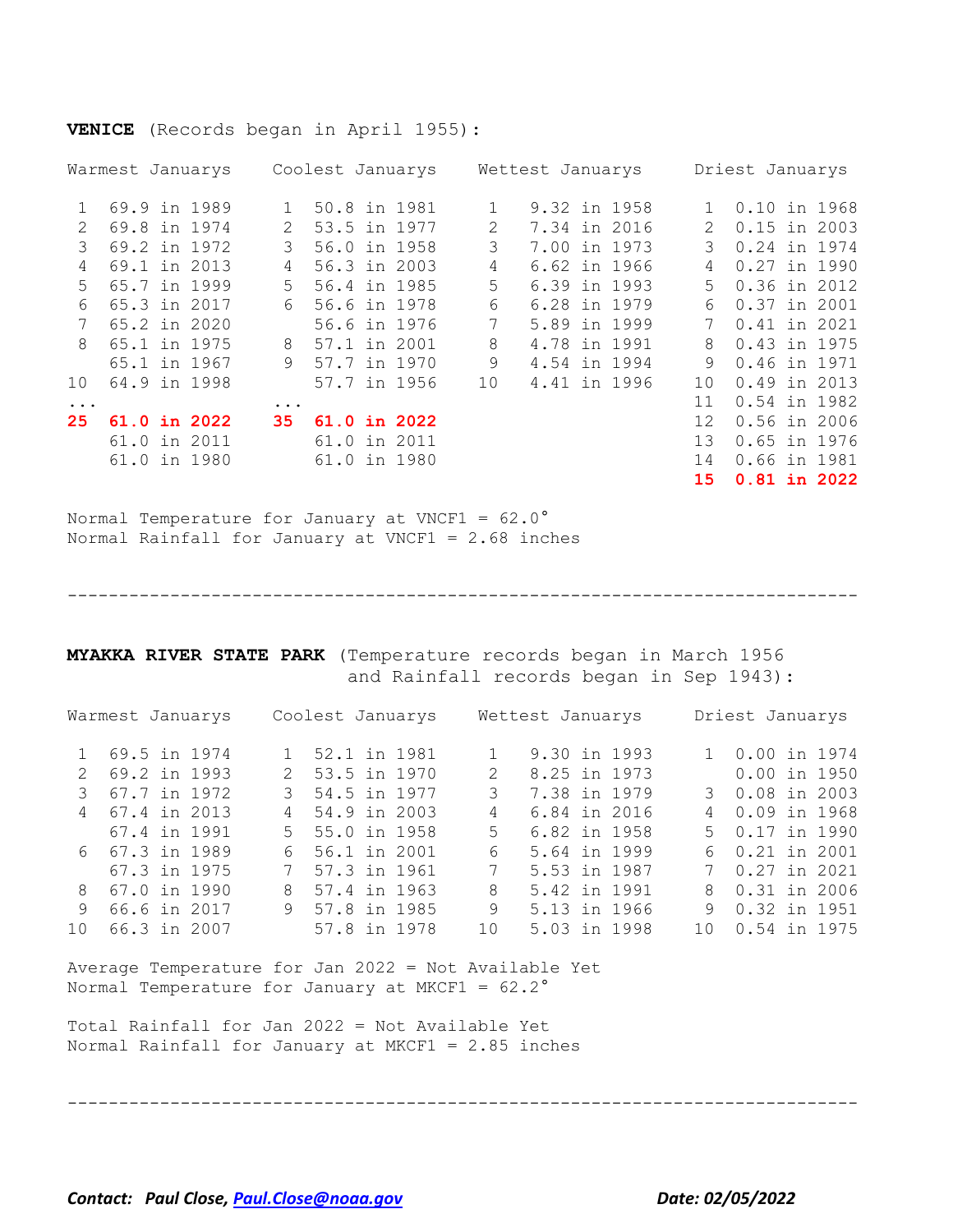**VENICE** (Records began in April 1955):

| Warmest Januarys | | Coolest Januarys | | Wettest Januarys | | Driest Januarys | |
|---|---|---|---|---|---|---|---|
| 1 | 69.9 in 1989 | 1 | 50.8 in 1981 | 1 | 9.32 in 1958 | 1 | 0.10 in 1968 |
| 2 | 69.8 in 1974 | 2 | 53.5 in 1977 | 2 | 7.34 in 2016 | 2 | 0.15 in 2003 |
| 3 | 69.2 in 1972 | 3 | 56.0 in 1958 | 3 | 7.00 in 1973 | 3 | 0.24 in 1974 |
| 4 | 69.1 in 2013 | 4 | 56.3 in 2003 | 4 | 6.62 in 1966 | 4 | 0.27 in 1990 |
| 5 | 65.7 in 1999 | 5 | 56.4 in 1985 | 5 | 6.39 in 1993 | 5 | 0.36 in 2012 |
| 6 | 65.3 in 2017 | 6 | 56.6 in 1978 | 6 | 6.28 in 1979 | 6 | 0.37 in 2001 |
| 7 | 65.2 in 2020 | | 56.6 in 1976 | 7 | 5.89 in 1999 | 7 | 0.41 in 2021 |
| 8 | 65.1 in 1975 | 8 | 57.1 in 2001 | 8 | 4.78 in 1991 | 8 | 0.43 in 1975 |
| | 65.1 in 1967 | 9 | 57.7 in 1970 | 9 | 4.54 in 1994 | 9 | 0.46 in 1971 |
| 10 | 64.9 in 1998 | | 57.7 in 1956 | 10 | 4.41 in 1996 | 10 | 0.49 in 2013 |
| ... | | ... | | | | 11 | 0.54 in 1982 |
| **25** | **61.0 in 2022** | **35** | **61.0 in 2022** | | | 12 | 0.56 in 2006 |
| | 61.0 in 2011 | | 61.0 in 2011 | | | 13 | 0.65 in 1976 |
| | 61.0 in 1980 | | 61.0 in 1980 | | | 14 | 0.66 in 1981 |
| | | | | | | **15** | **0.81 in 2022** |

Normal Temperature for January at VNCF1 = 62.0°
Normal Rainfall for January at VNCF1 = 2.68 inches

---

**MYAKKA RIVER STATE PARK** (Temperature records began in March 1956 and Rainfall records began in Sep 1943):

| Warmest Januarys | | Coolest Januarys | | Wettest Januarys | | Driest Januarys | |
|---|---|---|---|---|---|---|---|
| 1 | 69.5 in 1974 | 1 | 52.1 in 1981 | 1 | 9.30 in 1993 | 1 | 0.00 in 1974 |
| 2 | 69.2 in 1993 | 2 | 53.5 in 1970 | 2 | 8.25 in 1973 | | 0.00 in 1950 |
| 3 | 67.7 in 1972 | 3 | 54.5 in 1977 | 3 | 7.38 in 1979 | 3 | 0.08 in 2003 |
| 4 | 67.4 in 2013 | 4 | 54.9 in 2003 | 4 | 6.84 in 2016 | 4 | 0.09 in 1968 |
| | 67.4 in 1991 | 5 | 55.0 in 1958 | 5 | 6.82 in 1958 | 5 | 0.17 in 1990 |
| 6 | 67.3 in 1989 | 6 | 56.1 in 2001 | 6 | 5.64 in 1999 | 6 | 0.21 in 2001 |
| | 67.3 in 1975 | 7 | 57.3 in 1961 | 7 | 5.53 in 1987 | 7 | 0.27 in 2021 |
| 8 | 67.0 in 1990 | 8 | 57.4 in 1963 | 8 | 5.42 in 1991 | 8 | 0.31 in 2006 |
| 9 | 66.6 in 2017 | 9 | 57.8 in 1985 | 9 | 5.13 in 1966 | 9 | 0.32 in 1951 |
| 10 | 66.3 in 2007 | | 57.8 in 1978 | 10 | 5.03 in 1998 | 10 | 0.54 in 1975 |

Average Temperature for Jan 2022 = Not Available Yet
Normal Temperature for January at MKCF1 = 62.2°

Total Rainfall for Jan 2022 = Not Available Yet
Normal Rainfall for January at MKCF1 = 2.85 inches

---

***Contact: Paul Close, Paul.Close@noaa.gov*** ***Date: 02/05/2022***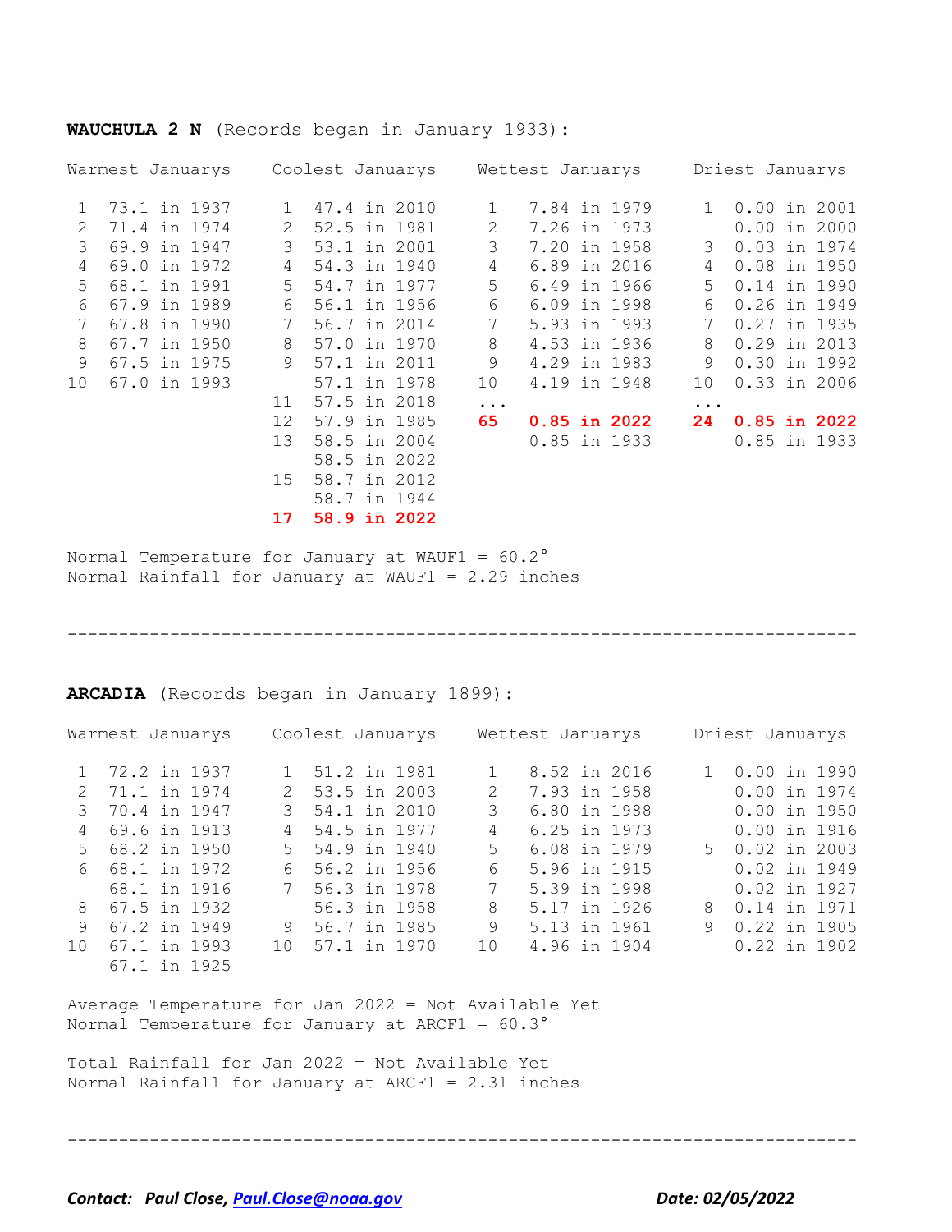**WAUCHULA 2 N** (Records began in January 1933):

| Warmest Januarys | | Coolest Januarys | | Wettest Januarys | | Driest Januarys | |
|---|---|---|---|---|---|---|---|
| 1 | 73.1 in 1937 | 1 | 47.4 in 2010 | 1 | 7.84 in 1979 | 1 | 0.00 in 2001 |
| 2 | 71.4 in 1974 | 2 | 52.5 in 1981 | 2 | 7.26 in 1973 | | 0.00 in 2000 |
| 3 | 69.9 in 1947 | 3 | 53.1 in 2001 | 3 | 7.20 in 1958 | 3 | 0.03 in 1974 |
| 4 | 69.0 in 1972 | 4 | 54.3 in 1940 | 4 | 6.89 in 2016 | 4 | 0.08 in 1950 |
| 5 | 68.1 in 1991 | 5 | 54.7 in 1977 | 5 | 6.49 in 1966 | 5 | 0.14 in 1990 |
| 6 | 67.9 in 1989 | 6 | 56.1 in 1956 | 6 | 6.09 in 1998 | 6 | 0.26 in 1949 |
| 7 | 67.8 in 1990 | 7 | 56.7 in 2014 | 7 | 5.93 in 1993 | 7 | 0.27 in 1935 |
| 8 | 67.7 in 1950 | 8 | 57.0 in 1970 | 8 | 4.53 in 1936 | 8 | 0.29 in 2013 |
| 9 | 67.5 in 1975 | 9 | 57.1 in 2011 | 9 | 4.29 in 1983 | 9 | 0.30 in 1992 |
| 10 | 67.0 in 1993 | | 57.1 in 1978 | 10 | 4.19 in 1948 | 10 | 0.33 in 2006 |
| | | 11 | 57.5 in 2018 | ... | | ... | |
| | | 12 | 57.9 in 1985 | **65** | **0.85 in 2022** | **24** | **0.85 in 2022** |
| | | 13 | 58.5 in 2004 | | 0.85 in 1933 | | 0.85 in 1933 |
| | | | 58.5 in 2022 | | | | |
| | | 15 | 58.7 in 2012 | | | | |
| | | | 58.7 in 1944 | | | | |
| | | **17** | **58.9 in 2022** | | | | |

Normal Temperature for January at WAUF1 = 60.2°
Normal Rainfall for January at WAUF1 = 2.29 inches

---

**ARCADIA** (Records began in January 1899):

| Warmest Januarys | | Coolest Januarys | | Wettest Januarys | | Driest Januarys | |
|---|---|---|---|---|---|---|---|
| 1 | 72.2 in 1937 | 1 | 51.2 in 1981 | 1 | 8.52 in 2016 | 1 | 0.00 in 1990 |
| 2 | 71.1 in 1974 | 2 | 53.5 in 2003 | 2 | 7.93 in 1958 | | 0.00 in 1974 |
| 3 | 70.4 in 1947 | 3 | 54.1 in 2010 | 3 | 6.80 in 1988 | | 0.00 in 1950 |
| 4 | 69.6 in 1913 | 4 | 54.5 in 1977 | 4 | 6.25 in 1973 | | 0.00 in 1916 |
| 5 | 68.2 in 1950 | 5 | 54.9 in 1940 | 5 | 6.08 in 1979 | 5 | 0.02 in 2003 |
| 6 | 68.1 in 1972 | 6 | 56.2 in 1956 | 6 | 5.96 in 1915 | | 0.02 in 1949 |
| | 68.1 in 1916 | 7 | 56.3 in 1978 | 7 | 5.39 in 1998 | | 0.02 in 1927 |
| 8 | 67.5 in 1932 | | 56.3 in 1958 | 8 | 5.17 in 1926 | 8 | 0.14 in 1971 |
| 9 | 67.2 in 1949 | 9 | 56.7 in 1985 | 9 | 5.13 in 1961 | 9 | 0.22 in 1905 |
| 10 | 67.1 in 1993 | 10 | 57.1 in 1970 | 10 | 4.96 in 1904 | | 0.22 in 1902 |
| | 67.1 in 1925 | | | | | | |

Average Temperature for Jan 2022 = Not Available Yet
Normal Temperature for January at ARCF1 = 60.3°

Total Rainfall for Jan 2022 = Not Available Yet
Normal Rainfall for January at ARCF1 = 2.31 inches

---

***Contact: Paul Close, [Paul.Close@noaa.gov](mailto:Paul.Close@noaa.gov)*** ***Date: 02/05/2022***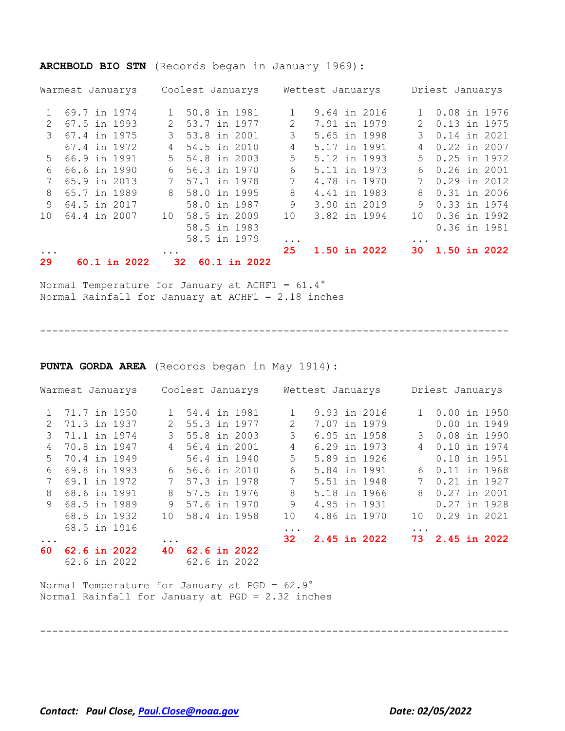**ARCHBOLD BIO STN** (Records began in January 1969):

| Warmest Januarys | | Coolest Januarys | | Wettest Januarys | | Driest Januarys | |
|---|---|---|---|---|---|---|---|
| 1 | 69.7 in 1974 | 1 | 50.8 in 1981 | 1 | 9.64 in 2016 | 1 | 0.08 in 1976 |
| 2 | 67.5 in 1993 | 2 | 53.7 in 1977 | 2 | 7.91 in 1979 | 2 | 0.13 in 1975 |
| 3 | 67.4 in 1975 | 3 | 53.8 in 2001 | 3 | 5.65 in 1998 | 3 | 0.14 in 2021 |
| | 67.4 in 1972 | 4 | 54.5 in 2010 | 4 | 5.17 in 1991 | 4 | 0.22 in 2007 |
| 5 | 66.9 in 1991 | 5 | 54.8 in 2003 | 5 | 5.12 in 1993 | 5 | 0.25 in 1972 |
| 6 | 66.6 in 1990 | 6 | 56.3 in 1970 | 6 | 5.11 in 1973 | 6 | 0.26 in 2001 |
| 7 | 65.9 in 2013 | 7 | 57.1 in 1978 | 7 | 4.78 in 1970 | 7 | 0.29 in 2012 |
| 8 | 65.7 in 1989 | 8 | 58.0 in 1995 | 8 | 4.41 in 1983 | 8 | 0.31 in 2006 |
| 9 | 64.5 in 2017 | | 58.0 in 1987 | 9 | 3.90 in 2019 | 9 | 0.33 in 1974 |
| 10 | 64.4 in 2007 | 10 | 58.5 in 2009 | 10 | 3.82 in 1994 | 10 | 0.36 in 1992 |
| | | | 58.5 in 1983 | | | | 0.36 in 1981 |
| | | | 58.5 in 1979 | ... | | ... | |
| ... | | ... | | **25** | **1.50 in 2022** | **30** | **1.50 in 2022** |
| **29** | **60.1 in 2022** | **32** | **60.1 in 2022** | | | | |

Normal Temperature for January at ACHF1 = 61.4°
Normal Rainfall for January at ACHF1 = 2.18 inches

---

**PUNTA GORDA AREA** (Records began in May 1914):

| Warmest Januarys | | Coolest Januarys | | Wettest Januarys | | Driest Januarys | |
|---|---|---|---|---|---|---|---|
| 1 | 71.7 in 1950 | 1 | 54.4 in 1981 | 1 | 9.93 in 2016 | 1 | 0.00 in 1950 |
| 2 | 71.3 in 1937 | 2 | 55.3 in 1977 | 2 | 7.07 in 1979 | | 0.00 in 1949 |
| 3 | 71.1 in 1974 | 3 | 55.8 in 2003 | 3 | 6.95 in 1958 | 3 | 0.08 in 1990 |
| 4 | 70.8 in 1947 | 4 | 56.4 in 2001 | 4 | 6.29 in 1973 | 4 | 0.10 in 1974 |
| 5 | 70.4 in 1949 | | 56.4 in 1940 | 5 | 5.89 in 1926 | | 0.10 in 1951 |
| 6 | 69.8 in 1993 | 6 | 56.6 in 2010 | 6 | 5.84 in 1991 | 6 | 0.11 in 1968 |
| 7 | 69.1 in 1972 | 7 | 57.3 in 1978 | 7 | 5.51 in 1948 | 7 | 0.21 in 1927 |
| 8 | 68.6 in 1991 | 8 | 57.5 in 1976 | 8 | 5.18 in 1966 | 8 | 0.27 in 2001 |
| 9 | 68.5 in 1989 | 9 | 57.6 in 1970 | 9 | 4.95 in 1931 | | 0.27 in 1928 |
| | 68.5 in 1932 | 10 | 58.4 in 1958 | 10 | 4.86 in 1970 | 10 | 0.29 in 2021 |
| | 68.5 in 1916 | | | ... | | ... | |
| ... | | ... | | **32** | **2.45 in 2022** | **73** | **2.45 in 2022** |
| **60** | **62.6 in 2022** | **40** | **62.6 in 2022** | | | | |
| | 62.6 in 2022 | | 62.6 in 2022 | | | | |

Normal Temperature for January at PGD = 62.9°
Normal Rainfall for January at PGD = 2.32 inches

---

***Contact: Paul Close, Paul.Close@noaa.gov*** ***Date: 02/05/2022***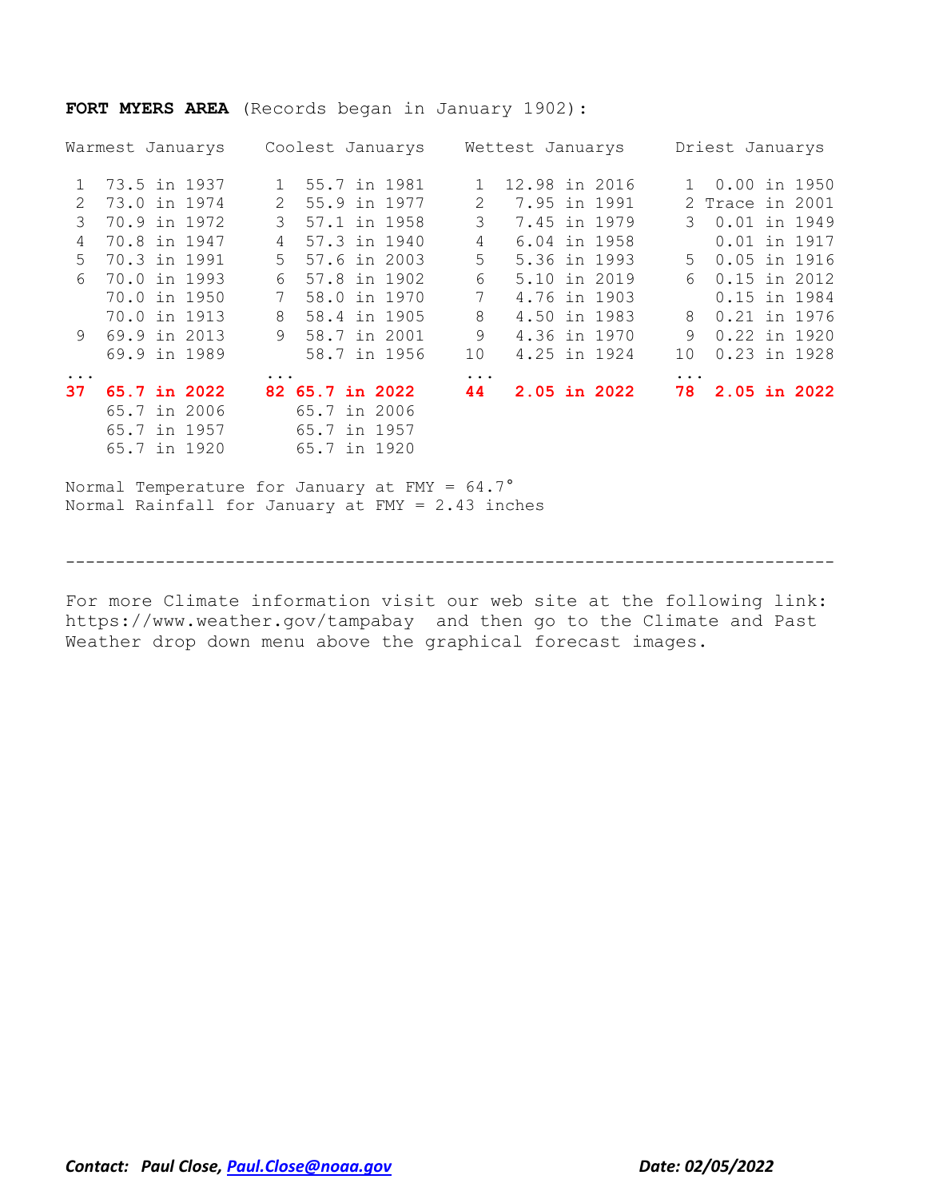**FORT MYERS AREA** (Records began in January 1902):

| Warmest Januarys | | Coolest Januarys | | Wettest Januarys | | Driest Januarys | |
|---|---|---|---|---|---|---|---|
| 1 | 73.5 in 1937 | 1 | 55.7 in 1981 | 1 | 12.98 in 2016 | 1 | 0.00 in 1950 |
| 2 | 73.0 in 1974 | 2 | 55.9 in 1977 | 2 | 7.95 in 1991 | 2 | Trace in 2001 |
| 3 | 70.9 in 1972 | 3 | 57.1 in 1958 | 3 | 7.45 in 1979 | 3 | 0.01 in 1949 |
| 4 | 70.8 in 1947 | 4 | 57.3 in 1940 | 4 | 6.04 in 1958 | | 0.01 in 1917 |
| 5 | 70.3 in 1991 | 5 | 57.6 in 2003 | 5 | 5.36 in 1993 | 5 | 0.05 in 1916 |
| 6 | 70.0 in 1993 | 6 | 57.8 in 1902 | 6 | 5.10 in 2019 | 6 | 0.15 in 2012 |
| | 70.0 in 1950 | 7 | 58.0 in 1970 | 7 | 4.76 in 1903 | | 0.15 in 1984 |
| | 70.0 in 1913 | 8 | 58.4 in 1905 | 8 | 4.50 in 1983 | 8 | 0.21 in 1976 |
| 9 | 69.9 in 2013 | 9 | 58.7 in 2001 | 9 | 4.36 in 1970 | 9 | 0.22 in 1920 |
| | 69.9 in 1989 | | 58.7 in 1956 | 10 | 4.25 in 1924 | 10 | 0.23 in 1928 |
| ... | | ... | | ... | | ... | |
| **37** | **65.7 in 2022** | **82** | **65.7 in 2022** | **44** | **2.05 in 2022** | **78** | **2.05 in 2022** |
| | 65.7 in 2006 | | 65.7 in 2006 | | | | |
| | 65.7 in 1957 | | 65.7 in 1957 | | | | |
| | 65.7 in 1920 | | 65.7 in 1920 | | | | |

Normal Temperature for January at FMY = 64.7°
Normal Rainfall for January at FMY = 2.43 inches

---

For more Climate information visit our web site at the following link: https://www.weather.gov/tampabay and then go to the Climate and Past Weather drop down menu above the graphical forecast images.

*Contact: Paul Close, Paul.Close@noaa.gov* *Date: 02/05/2022*